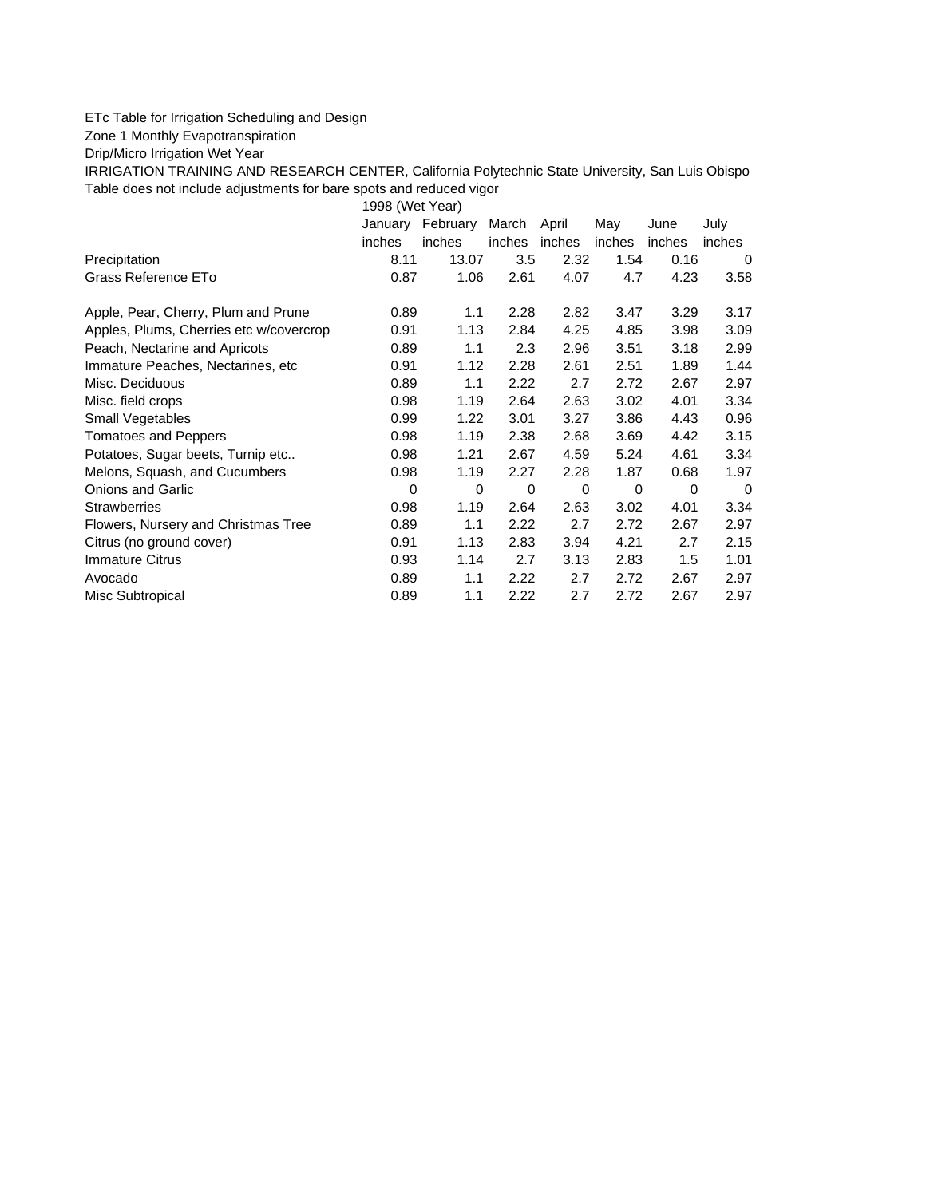ETc Table for Irrigation Scheduling and Design

Zone 1 Monthly Evapotranspiration

Drip/Micro Irrigation Wet Year

IRRIGATION TRAINING AND RESEARCH CENTER, California Polytechnic State University, San Luis Obispo

Table does not include adjustments for bare spots and reduced vigor

| | 1998 (Wet Year) | | | | | | |
|---|---|---|---|---|---|---|---|
| | January | February | March | April | May | June | July |
| | inches | inches | inches | inches | inches | inches | inches |
| Precipitation | 8.11 | 13.07 | 3.5 | 2.32 | 1.54 | 0.16 | 0 |
| Grass Reference ETo | 0.87 | 1.06 | 2.61 | 4.07 | 4.7 | 4.23 | 3.58 |
| | | | | | | | |
| Apple, Pear, Cherry, Plum and Prune | 0.89 | 1.1 | 2.28 | 2.82 | 3.47 | 3.29 | 3.17 |
| Apples, Plums, Cherries etc w/covercrop | 0.91 | 1.13 | 2.84 | 4.25 | 4.85 | 3.98 | 3.09 |
| Peach, Nectarine and Apricots | 0.89 | 1.1 | 2.3 | 2.96 | 3.51 | 3.18 | 2.99 |
| Immature Peaches, Nectarines, etc | 0.91 | 1.12 | 2.28 | 2.61 | 2.51 | 1.89 | 1.44 |
| Misc. Deciduous | 0.89 | 1.1 | 2.22 | 2.7 | 2.72 | 2.67 | 2.97 |
| Misc. field crops | 0.98 | 1.19 | 2.64 | 2.63 | 3.02 | 4.01 | 3.34 |
| Small Vegetables | 0.99 | 1.22 | 3.01 | 3.27 | 3.86 | 4.43 | 0.96 |
| Tomatoes and Peppers | 0.98 | 1.19 | 2.38 | 2.68 | 3.69 | 4.42 | 3.15 |
| Potatoes, Sugar beets, Turnip etc.. | 0.98 | 1.21 | 2.67 | 4.59 | 5.24 | 4.61 | 3.34 |
| Melons, Squash, and Cucumbers | 0.98 | 1.19 | 2.27 | 2.28 | 1.87 | 0.68 | 1.97 |
| Onions and Garlic | 0 | 0 | 0 | 0 | 0 | 0 | 0 |
| Strawberries | 0.98 | 1.19 | 2.64 | 2.63 | 3.02 | 4.01 | 3.34 |
| Flowers, Nursery and Christmas Tree | 0.89 | 1.1 | 2.22 | 2.7 | 2.72 | 2.67 | 2.97 |
| Citrus (no ground cover) | 0.91 | 1.13 | 2.83 | 3.94 | 4.21 | 2.7 | 2.15 |
| Immature Citrus | 0.93 | 1.14 | 2.7 | 3.13 | 2.83 | 1.5 | 1.01 |
| Avocado | 0.89 | 1.1 | 2.22 | 2.7 | 2.72 | 2.67 | 2.97 |
| Misc Subtropical | 0.89 | 1.1 | 2.22 | 2.7 | 2.72 | 2.67 | 2.97 |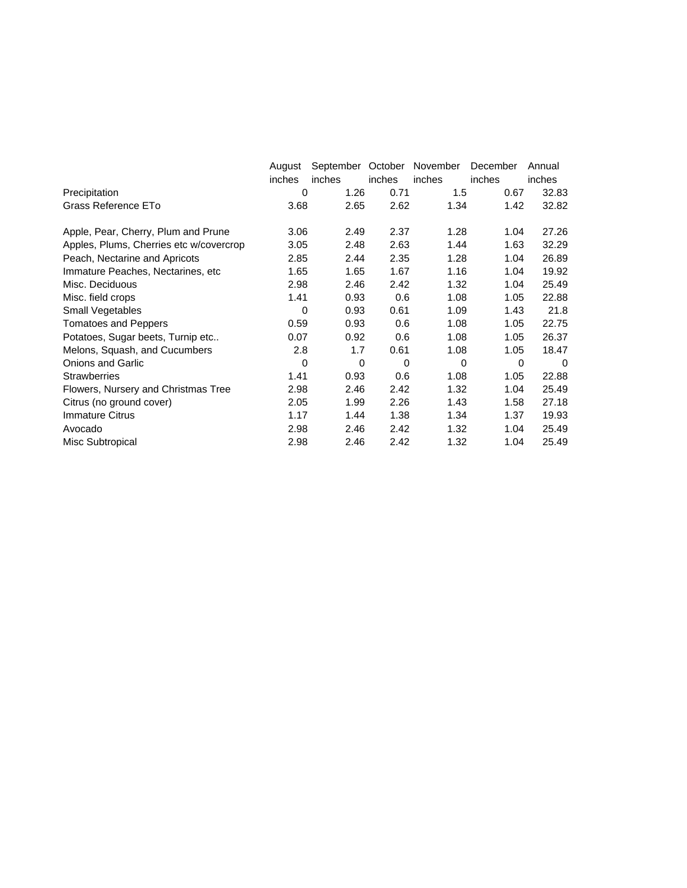| | August inches | September inches | October inches | November inches | December inches | Annual inches |
|---|---|---|---|---|---|---|
| Precipitation | 0 | 1.26 | 0.71 | 1.5 | 0.67 | 32.83 |
| Grass Reference ETo | 3.68 | 2.65 | 2.62 | 1.34 | 1.42 | 32.82 |
| | | | | | | |
| Apple, Pear, Cherry, Plum and Prune | 3.06 | 2.49 | 2.37 | 1.28 | 1.04 | 27.26 |
| Apples, Plums, Cherries etc w/covercrop | 3.05 | 2.48 | 2.63 | 1.44 | 1.63 | 32.29 |
| Peach, Nectarine and Apricots | 2.85 | 2.44 | 2.35 | 1.28 | 1.04 | 26.89 |
| Immature Peaches, Nectarines, etc | 1.65 | 1.65 | 1.67 | 1.16 | 1.04 | 19.92 |
| Misc. Deciduous | 2.98 | 2.46 | 2.42 | 1.32 | 1.04 | 25.49 |
| Misc. field crops | 1.41 | 0.93 | 0.6 | 1.08 | 1.05 | 22.88 |
| Small Vegetables | 0 | 0.93 | 0.61 | 1.09 | 1.43 | 21.8 |
| Tomatoes and Peppers | 0.59 | 0.93 | 0.6 | 1.08 | 1.05 | 22.75 |
| Potatoes, Sugar beets, Turnip etc.. | 0.07 | 0.92 | 0.6 | 1.08 | 1.05 | 26.37 |
| Melons, Squash, and Cucumbers | 2.8 | 1.7 | 0.61 | 1.08 | 1.05 | 18.47 |
| Onions and Garlic | 0 | 0 | 0 | 0 | 0 | 0 |
| Strawberries | 1.41 | 0.93 | 0.6 | 1.08 | 1.05 | 22.88 |
| Flowers, Nursery and Christmas Tree | 2.98 | 2.46 | 2.42 | 1.32 | 1.04 | 25.49 |
| Citrus (no ground cover) | 2.05 | 1.99 | 2.26 | 1.43 | 1.58 | 27.18 |
| Immature Citrus | 1.17 | 1.44 | 1.38 | 1.34 | 1.37 | 19.93 |
| Avocado | 2.98 | 2.46 | 2.42 | 1.32 | 1.04 | 25.49 |
| Misc Subtropical | 2.98 | 2.46 | 2.42 | 1.32 | 1.04 | 25.49 |